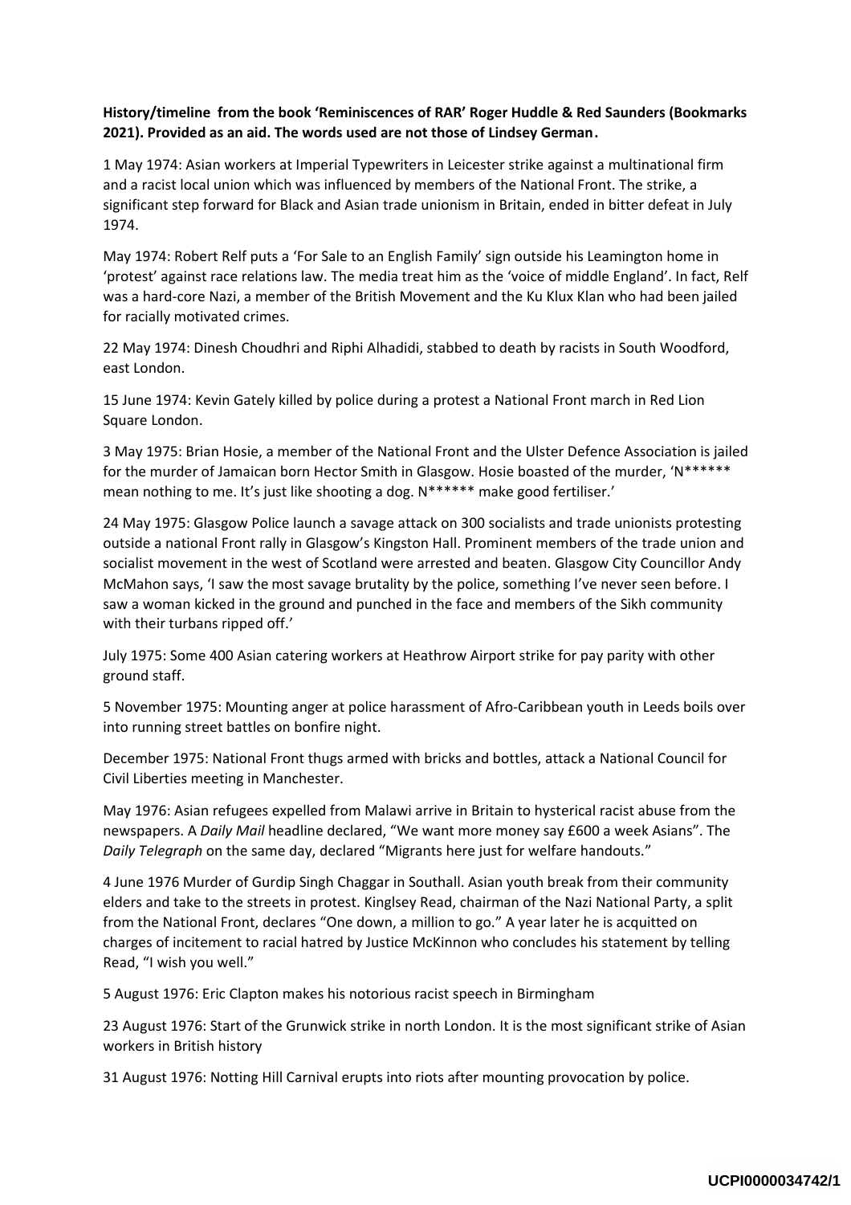**History/timeline from the book 'Reminiscences of RAR' Roger Huddle & Red Saunders (Bookmarks 2021). Provided as an aid. The words used are not those of Lindsey German.**

1 May 1974: Asian workers at Imperial Typewriters in Leicester strike against a multinational firm and a racist local union which was influenced by members of the National Front. The strike, a significant step forward for Black and Asian trade unionism in Britain, ended in bitter defeat in July 1974.

May 1974: Robert Relf puts a 'For Sale to an English Family' sign outside his Leamington home in 'protest' against race relations law. The media treat him as the 'voice of middle England'. In fact, Relf was a hard-core Nazi, a member of the British Movement and the Ku Klux Klan who had been jailed for racially motivated crimes.

22 May 1974: Dinesh Choudhri and Riphi Alhadidi, stabbed to death by racists in South Woodford, east London.

15 June 1974: Kevin Gately killed by police during a protest a National Front march in Red Lion Square London.

3 May 1975: Brian Hosie, a member of the National Front and the Ulster Defence Association is jailed for the murder of Jamaican born Hector Smith in Glasgow. Hosie boasted of the murder, 'N****** mean nothing to me. It's just like shooting a dog. N****** make good fertiliser.'

24 May 1975: Glasgow Police launch a savage attack on 300 socialists and trade unionists protesting outside a national Front rally in Glasgow's Kingston Hall. Prominent members of the trade union and socialist movement in the west of Scotland were arrested and beaten. Glasgow City Councillor Andy McMahon says, 'I saw the most savage brutality by the police, something I've never seen before. I saw a woman kicked in the ground and punched in the face and members of the Sikh community with their turbans ripped off.'

July 1975: Some 400 Asian catering workers at Heathrow Airport strike for pay parity with other ground staff.

5 November 1975: Mounting anger at police harassment of Afro-Caribbean youth in Leeds boils over into running street battles on bonfire night.

December 1975: National Front thugs armed with bricks and bottles, attack a National Council for Civil Liberties meeting in Manchester.

May 1976: Asian refugees expelled from Malawi arrive in Britain to hysterical racist abuse from the newspapers. A *Daily Mail* headline declared, "We want more money say £600 a week Asians". The *Daily Telegraph* on the same day, declared "Migrants here just for welfare handouts."

4 June 1976 Murder of Gurdip Singh Chaggar in Southall. Asian youth break from their community elders and take to the streets in protest. Kinglsey Read, chairman of the Nazi National Party, a split from the National Front, declares "One down, a million to go." A year later he is acquitted on charges of incitement to racial hatred by Justice McKinnon who concludes his statement by telling Read, "I wish you well."

5 August 1976: Eric Clapton makes his notorious racist speech in Birmingham

23 August 1976: Start of the Grunwick strike in north London. It is the most significant strike of Asian workers in British history

31 August 1976: Notting Hill Carnival erupts into riots after mounting provocation by police.

UCPI0000034742/1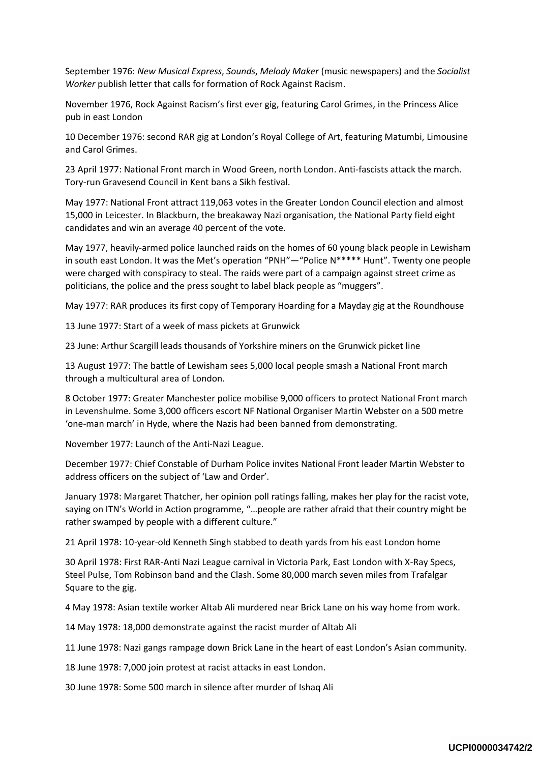September 1976: *New Musical Express*, *Sounds*, *Melody Maker* (music newspapers) and the *Socialist Worker* publish letter that calls for formation of Rock Against Racism.

November 1976, Rock Against Racism's first ever gig, featuring Carol Grimes, in the Princess Alice pub in east London

10 December 1976: second RAR gig at London's Royal College of Art, featuring Matumbi, Limousine and Carol Grimes.

23 April 1977: National Front march in Wood Green, north London. Anti-fascists attack the march. Tory-run Gravesend Council in Kent bans a Sikh festival.

May 1977: National Front attract 119,063 votes in the Greater London Council election and almost 15,000 in Leicester. In Blackburn, the breakaway Nazi organisation, the National Party field eight candidates and win an average 40 percent of the vote.

May 1977, heavily-armed police launched raids on the homes of 60 young black people in Lewisham in south east London. It was the Met's operation "PNH"—"Police N***** Hunt". Twenty one people were charged with conspiracy to steal. The raids were part of a campaign against street crime as politicians, the police and the press sought to label black people as "muggers".

May 1977: RAR produces its first copy of Temporary Hoarding for a Mayday gig at the Roundhouse

13 June 1977: Start of a week of mass pickets at Grunwick

23 June: Arthur Scargill leads thousands of Yorkshire miners on the Grunwick picket line

13 August 1977: The battle of Lewisham sees 5,000 local people smash a National Front march through a multicultural area of London.

8 October 1977: Greater Manchester police mobilise 9,000 officers to protect National Front march in Levenshulme. Some 3,000 officers escort NF National Organiser Martin Webster on a 500 metre 'one-man march' in Hyde, where the Nazis had been banned from demonstrating.

November 1977: Launch of the Anti-Nazi League.

December 1977: Chief Constable of Durham Police invites National Front leader Martin Webster to address officers on the subject of 'Law and Order'.

January 1978: Margaret Thatcher, her opinion poll ratings falling, makes her play for the racist vote, saying on ITN's World in Action programme, "…people are rather afraid that their country might be rather swamped by people with a different culture."

21 April 1978: 10-year-old Kenneth Singh stabbed to death yards from his east London home

30 April 1978: First RAR-Anti Nazi League carnival in Victoria Park, East London with X-Ray Specs, Steel Pulse, Tom Robinson band and the Clash. Some 80,000 march seven miles from Trafalgar Square to the gig.

4 May 1978: Asian textile worker Altab Ali murdered near Brick Lane on his way home from work.

14 May 1978: 18,000 demonstrate against the racist murder of Altab Ali

11 June 1978: Nazi gangs rampage down Brick Lane in the heart of east London's Asian community.

18 June 1978: 7,000 join protest at racist attacks in east London.

30 June 1978: Some 500 march in silence after murder of Ishaq Ali

UCPI0000034742/2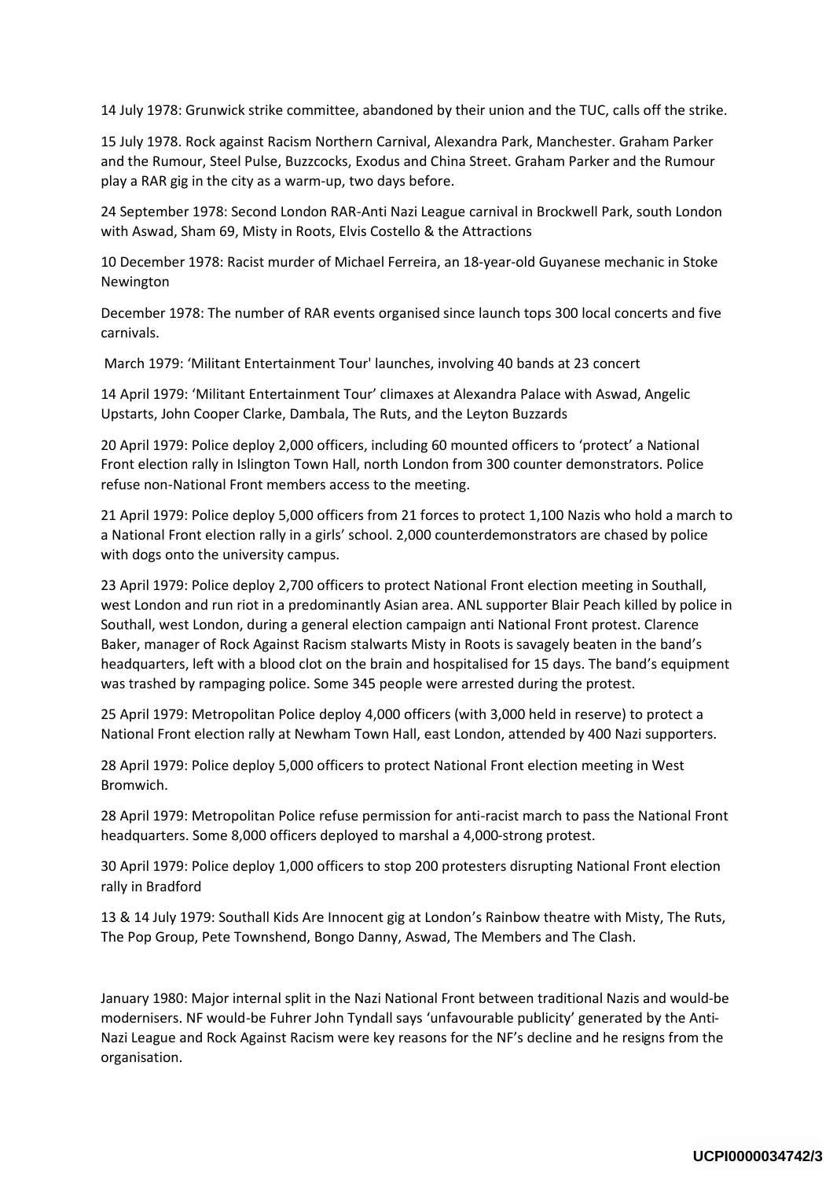14 July 1978: Grunwick strike committee, abandoned by their union and the TUC, calls off the strike.

15 July 1978. Rock against Racism Northern Carnival, Alexandra Park, Manchester. Graham Parker and the Rumour, Steel Pulse, Buzzcocks, Exodus and China Street. Graham Parker and the Rumour play a RAR gig in the city as a warm-up, two days before.

24 September 1978: Second London RAR-Anti Nazi League carnival in Brockwell Park, south London with Aswad, Sham 69, Misty in Roots, Elvis Costello & the Attractions

10 December 1978: Racist murder of Michael Ferreira, an 18-year-old Guyanese mechanic in Stoke Newington

December 1978: The number of RAR events organised since launch tops 300 local concerts and five carnivals.

March 1979: 'Militant Entertainment Tour' launches, involving 40 bands at 23 concert

14 April 1979: 'Militant Entertainment Tour' climaxes at Alexandra Palace with Aswad, Angelic Upstarts, John Cooper Clarke, Dambala, The Ruts, and the Leyton Buzzards

20 April 1979: Police deploy 2,000 officers, including 60 mounted officers to 'protect' a National Front election rally in Islington Town Hall, north London from 300 counter demonstrators. Police refuse non-National Front members access to the meeting.

21 April 1979: Police deploy 5,000 officers from 21 forces to protect 1,100 Nazis who hold a march to a National Front election rally in a girls' school. 2,000 counterdemonstrators are chased by police with dogs onto the university campus.

23 April 1979: Police deploy 2,700 officers to protect National Front election meeting in Southall, west London and run riot in a predominantly Asian area. ANL supporter Blair Peach killed by police in Southall, west London, during a general election campaign anti National Front protest. Clarence Baker, manager of Rock Against Racism stalwarts Misty in Roots is savagely beaten in the band's headquarters, left with a blood clot on the brain and hospitalised for 15 days. The band's equipment was trashed by rampaging police. Some 345 people were arrested during the protest.

25 April 1979: Metropolitan Police deploy 4,000 officers (with 3,000 held in reserve) to protect a National Front election rally at Newham Town Hall, east London, attended by 400 Nazi supporters.

28 April 1979: Police deploy 5,000 officers to protect National Front election meeting in West Bromwich.

28 April 1979: Metropolitan Police refuse permission for anti-racist march to pass the National Front headquarters. Some 8,000 officers deployed to marshal a 4,000-strong protest.

30 April 1979: Police deploy 1,000 officers to stop 200 protesters disrupting National Front election rally in Bradford

13 & 14 July 1979: Southall Kids Are Innocent gig at London's Rainbow theatre with Misty, The Ruts, The Pop Group, Pete Townshend, Bongo Danny, Aswad, The Members and The Clash.

January 1980: Major internal split in the Nazi National Front between traditional Nazis and would-be modernisers. NF would-be Fuhrer John Tyndall says 'unfavourable publicity' generated by the Anti-Nazi League and Rock Against Racism were key reasons for the NF's decline and he resigns from the organisation.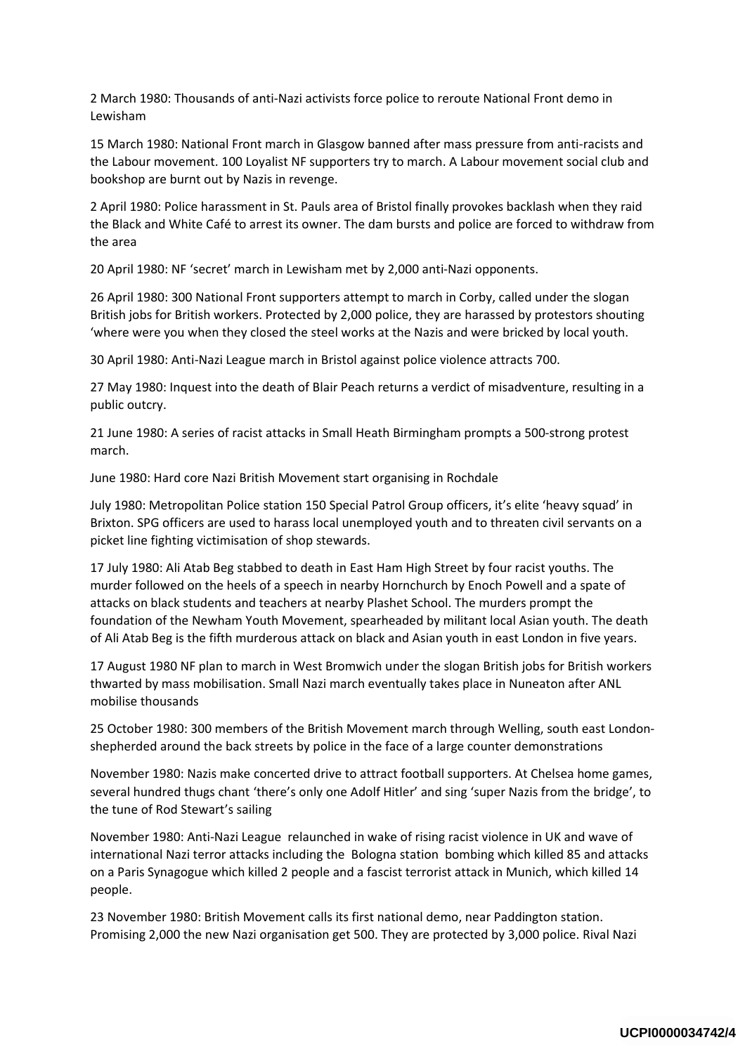2 March 1980: Thousands of anti-Nazi activists force police to reroute National Front demo in Lewisham

15 March 1980: National Front march in Glasgow banned after mass pressure from anti-racists and the Labour movement. 100 Loyalist NF supporters try to march. A Labour movement social club and bookshop are burnt out by Nazis in revenge.

2 April 1980: Police harassment in St. Pauls area of Bristol finally provokes backlash when they raid the Black and White Café to arrest its owner. The dam bursts and police are forced to withdraw from the area

20 April 1980: NF 'secret' march in Lewisham met by 2,000 anti-Nazi opponents.

26 April 1980: 300 National Front supporters attempt to march in Corby, called under the slogan British jobs for British workers. Protected by 2,000 police, they are harassed by protestors shouting 'where were you when they closed the steel works at the Nazis and were bricked by local youth.

30 April 1980: Anti-Nazi League march in Bristol against police violence attracts 700.

27 May 1980: Inquest into the death of Blair Peach returns a verdict of misadventure, resulting in a public outcry.

21 June 1980: A series of racist attacks in Small Heath Birmingham prompts a 500-strong protest march.

June 1980: Hard core Nazi British Movement start organising in Rochdale

July 1980: Metropolitan Police station 150 Special Patrol Group officers, it's elite 'heavy squad' in Brixton. SPG officers are used to harass local unemployed youth and to threaten civil servants on a picket line fighting victimisation of shop stewards.

17 July 1980: Ali Atab Beg stabbed to death in East Ham High Street by four racist youths. The murder followed on the heels of a speech in nearby Hornchurch by Enoch Powell and a spate of attacks on black students and teachers at nearby Plashet School. The murders prompt the foundation of the Newham Youth Movement, spearheaded by militant local Asian youth. The death of Ali Atab Beg is the fifth murderous attack on black and Asian youth in east London in five years.

17 August 1980 NF plan to march in West Bromwich under the slogan British jobs for British workers thwarted by mass mobilisation. Small Nazi march eventually takes place in Nuneaton after ANL mobilise thousands

25 October 1980: 300 members of the British Movement march through Welling, south east London-shepherded around the back streets by police in the face of a large counter demonstrations

November 1980: Nazis make concerted drive to attract football supporters. At Chelsea home games, several hundred thugs chant 'there's only one Adolf Hitler' and sing 'super Nazis from the bridge', to the tune of Rod Stewart's sailing

November 1980: Anti-Nazi League relaunched in wake of rising racist violence in UK and wave of international Nazi terror attacks including the Bologna station bombing which killed 85 and attacks on a Paris Synagogue which killed 2 people and a fascist terrorist attack in Munich, which killed 14 people.

23 November 1980: British Movement calls its first national demo, near Paddington station. Promising 2,000 the new Nazi organisation get 500. They are protected by 3,000 police. Rival Nazi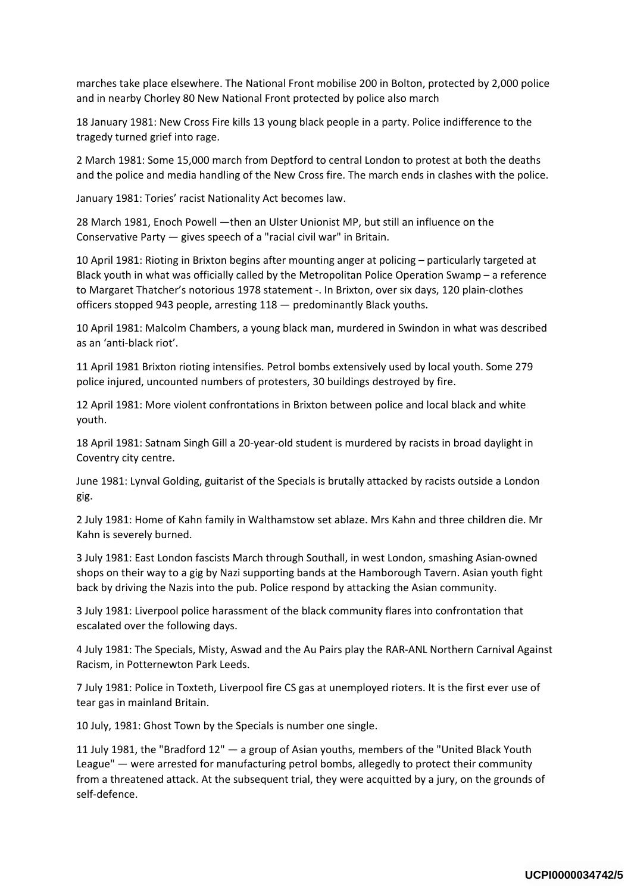marches take place elsewhere. The National Front mobilise 200 in Bolton, protected by 2,000 police and in nearby Chorley 80 New National Front protected by police also march

18 January 1981: New Cross Fire kills 13 young black people in a party. Police indifference to the tragedy turned grief into rage.

2 March 1981: Some 15,000 march from Deptford to central London to protest at both the deaths and the police and media handling of the New Cross fire. The march ends in clashes with the police.

January 1981: Tories' racist Nationality Act becomes law.

28 March 1981, Enoch Powell —then an Ulster Unionist MP, but still an influence on the Conservative Party — gives speech of a "racial civil war" in Britain.

10 April 1981: Rioting in Brixton begins after mounting anger at policing – particularly targeted at Black youth in what was officially called by the Metropolitan Police Operation Swamp – a reference to Margaret Thatcher's notorious 1978 statement -. In Brixton, over six days, 120 plain-clothes officers stopped 943 people, arresting 118 — predominantly Black youths.

10 April 1981: Malcolm Chambers, a young black man, murdered in Swindon in what was described as an 'anti-black riot'.

11 April 1981 Brixton rioting intensifies. Petrol bombs extensively used by local youth. Some 279 police injured, uncounted numbers of protesters, 30 buildings destroyed by fire.

12 April 1981: More violent confrontations in Brixton between police and local black and white youth.

18 April 1981: Satnam Singh Gill a 20-year-old student is murdered by racists in broad daylight in Coventry city centre.

June 1981: Lynval Golding, guitarist of the Specials is brutally attacked by racists outside a London gig.

2 July 1981: Home of Kahn family in Walthamstow set ablaze. Mrs Kahn and three children die. Mr Kahn is severely burned.

3 July 1981: East London fascists March through Southall, in west London, smashing Asian-owned shops on their way to a gig by Nazi supporting bands at the Hamborough Tavern. Asian youth fight back by driving the Nazis into the pub. Police respond by attacking the Asian community.

3 July 1981: Liverpool police harassment of the black community flares into confrontation that escalated over the following days.

4 July 1981: The Specials, Misty, Aswad and the Au Pairs play the RAR-ANL Northern Carnival Against Racism, in Potternewton Park Leeds.

7 July 1981: Police in Toxteth, Liverpool fire CS gas at unemployed rioters. It is the first ever use of tear gas in mainland Britain.

10 July, 1981: Ghost Town by the Specials is number one single.

11 July 1981, the "Bradford 12" — a group of Asian youths, members of the "United Black Youth League" — were arrested for manufacturing petrol bombs, allegedly to protect their community from a threatened attack. At the subsequent trial, they were acquitted by a jury, on the grounds of self-defence.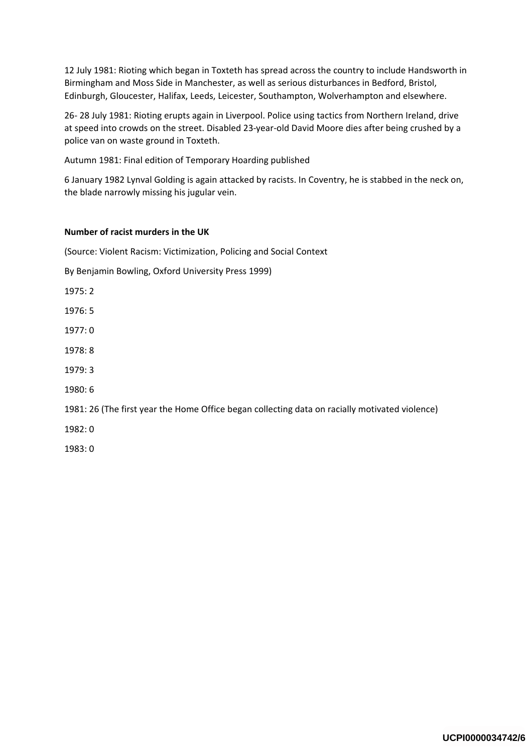12 July 1981: Rioting which began in Toxteth has spread across the country to include Handsworth in Birmingham and Moss Side in Manchester, as well as serious disturbances in Bedford, Bristol, Edinburgh, Gloucester, Halifax, Leeds, Leicester, Southampton, Wolverhampton and elsewhere.

26- 28 July 1981: Rioting erupts again in Liverpool. Police using tactics from Northern Ireland, drive at speed into crowds on the street. Disabled 23-year-old David Moore dies after being crushed by a police van on waste ground in Toxteth.

Autumn 1981: Final edition of Temporary Hoarding published

6 January 1982 Lynval Golding is again attacked by racists. In Coventry, he is stabbed in the neck on, the blade narrowly missing his jugular vein.

**Number of racist murders in the UK**

(Source: Violent Racism: Victimization, Policing and Social Context

By Benjamin Bowling, Oxford University Press 1999)

1975: 2

1976: 5

1977: 0

1978: 8

1979: 3

1980: 6

1981: 26 (The first year the Home Office began collecting data on racially motivated violence)

1982: 0

1983: 0